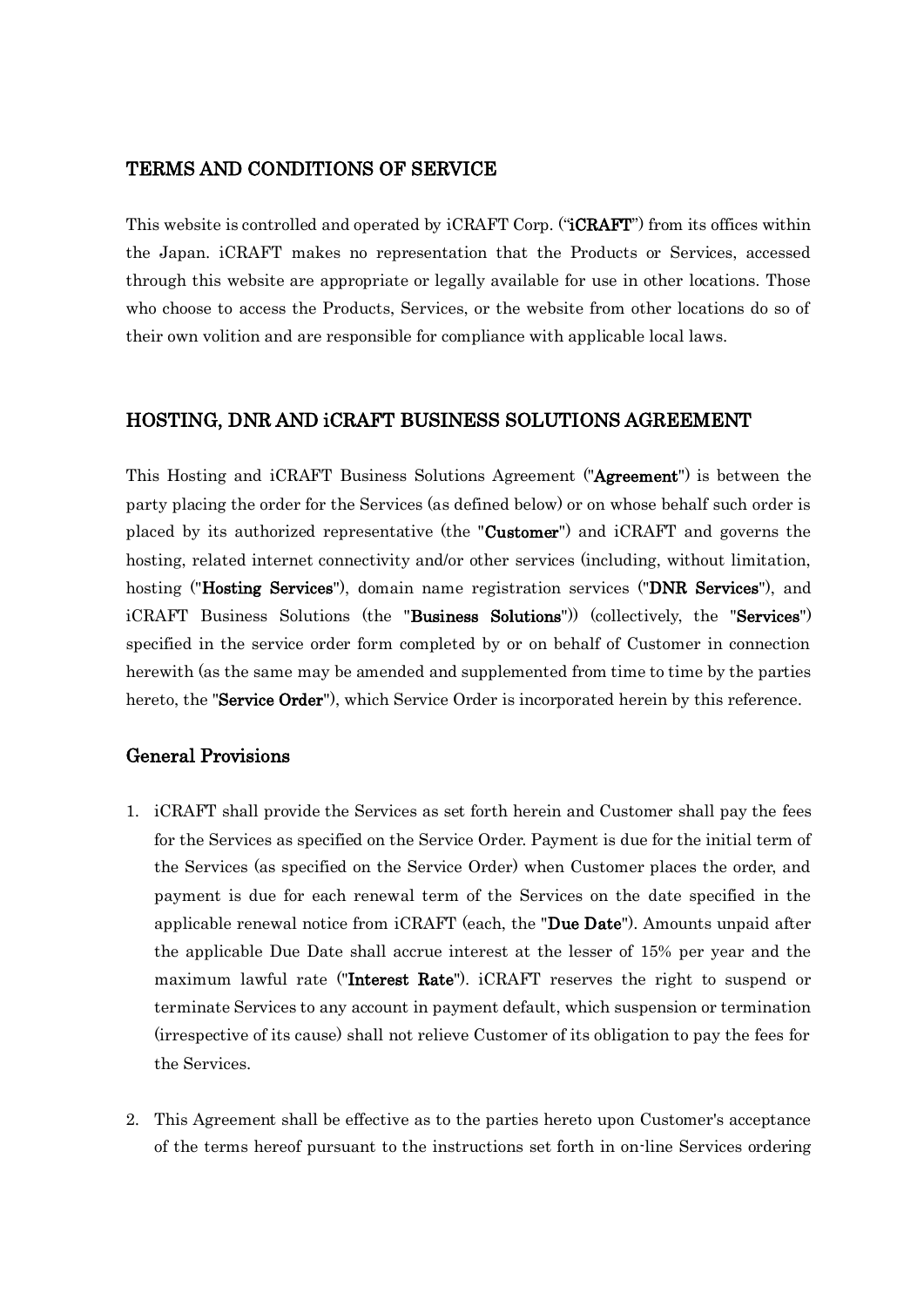## TERMS AND CONDITIONS OF SERVICE

This website is controlled and operated by iCRAFT Corp. ("**iCRAFT**") from its offices within the Japan. iCRAFT makes no representation that the Products or Services, accessed through this website are appropriate or legally available for use in other locations. Those who choose to access the Products, Services, or the website from other locations do so of their own volition and are responsible for compliance with applicable local laws.

## HOSTING, DNR AND iCRAFT BUSINESS SOLUTIONS AGREEMENT

This Hosting and iCRAFT Business Solutions Agreement ("**Agreement**") is between the party placing the order for the Services (as defined below) or on whose behalf such order is placed by its authorized representative (the "**Customer**") and iCRAFT and governs the hosting, related internet connectivity and/or other services (including, without limitation, hosting ("**Hosting Services**"), domain name registration services ("**DNR Services**"), and iCRAFT Business Solutions (the "**Business Solutions**")) (collectively, the "**Services**") specified in the service order form completed by or on behalf of Customer in connection herewith (as the same may be amended and supplemented from time to time by the parties hereto, the "**Service Order**"), which Service Order is incorporated herein by this reference.

### General Provisions

1. iCRAFT shall provide the Services as set forth herein and Customer shall pay the fees for the Services as specified on the Service Order. Payment is due for the initial term of the Services (as specified on the Service Order) when Customer places the order, and payment is due for each renewal term of the Services on the date specified in the applicable renewal notice from iCRAFT (each, the "**Due Date**"). Amounts unpaid after the applicable Due Date shall accrue interest at the lesser of 15% per year and the maximum lawful rate ("**Interest Rate**"). iCRAFT reserves the right to suspend or terminate Services to any account in payment default, which suspension or termination (irrespective of its cause) shall not relieve Customer of its obligation to pay the fees for the Services.

2. This Agreement shall be effective as to the parties hereto upon Customer's acceptance of the terms hereof pursuant to the instructions set forth in on-line Services ordering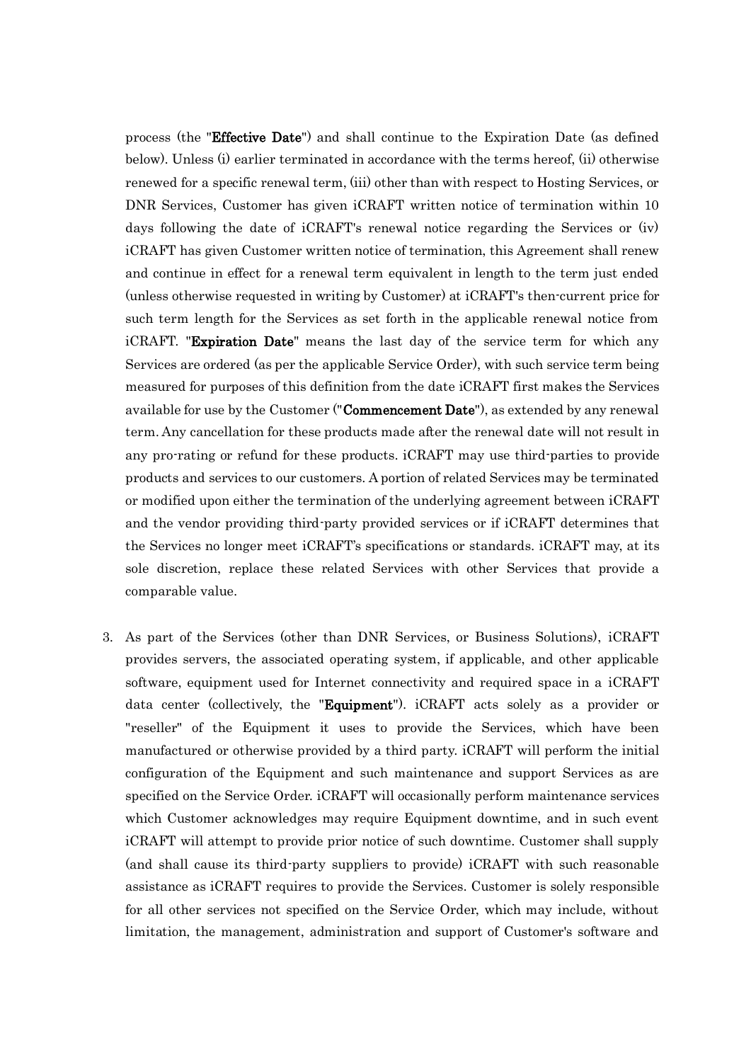process (the "**Effective Date**") and shall continue to the Expiration Date (as defined below). Unless (i) earlier terminated in accordance with the terms hereof, (ii) otherwise renewed for a specific renewal term, (iii) other than with respect to Hosting Services, or DNR Services, Customer has given iCRAFT written notice of termination within 10 days following the date of iCRAFT's renewal notice regarding the Services or (iv) iCRAFT has given Customer written notice of termination, this Agreement shall renew and continue in effect for a renewal term equivalent in length to the term just ended (unless otherwise requested in writing by Customer) at iCRAFT's then-current price for such term length for the Services as set forth in the applicable renewal notice from iCRAFT. "**Expiration Date**" means the last day of the service term for which any Services are ordered (as per the applicable Service Order), with such service term being measured for purposes of this definition from the date iCRAFT first makes the Services available for use by the Customer ("**Commencement Date**"), as extended by any renewal term. Any cancellation for these products made after the renewal date will not result in any pro-rating or refund for these products. iCRAFT may use third-parties to provide products and services to our customers. A portion of related Services may be terminated or modified upon either the termination of the underlying agreement between iCRAFT and the vendor providing third-party provided services or if iCRAFT determines that the Services no longer meet iCRAFT's specifications or standards. iCRAFT may, at its sole discretion, replace these related Services with other Services that provide a comparable value.

3. As part of the Services (other than DNR Services, or Business Solutions), iCRAFT provides servers, the associated operating system, if applicable, and other applicable software, equipment used for Internet connectivity and required space in a iCRAFT data center (collectively, the "**Equipment**"). iCRAFT acts solely as a provider or "reseller" of the Equipment it uses to provide the Services, which have been manufactured or otherwise provided by a third party. iCRAFT will perform the initial configuration of the Equipment and such maintenance and support Services as are specified on the Service Order. iCRAFT will occasionally perform maintenance services which Customer acknowledges may require Equipment downtime, and in such event iCRAFT will attempt to provide prior notice of such downtime. Customer shall supply (and shall cause its third-party suppliers to provide) iCRAFT with such reasonable assistance as iCRAFT requires to provide the Services. Customer is solely responsible for all other services not specified on the Service Order, which may include, without limitation, the management, administration and support of Customer's software and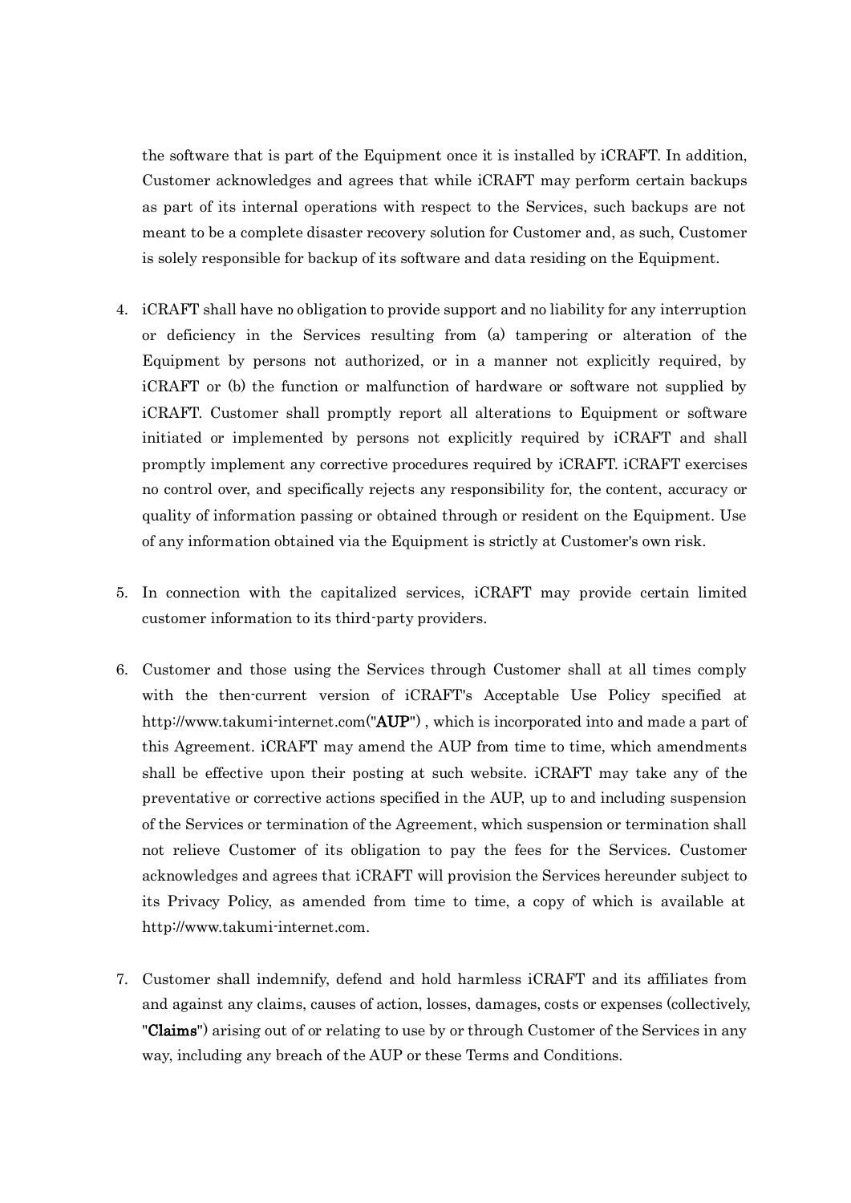the software that is part of the Equipment once it is installed by iCRAFT. In addition, Customer acknowledges and agrees that while iCRAFT may perform certain backups as part of its internal operations with respect to the Services, such backups are not meant to be a complete disaster recovery solution for Customer and, as such, Customer is solely responsible for backup of its software and data residing on the Equipment.

4. iCRAFT shall have no obligation to provide support and no liability for any interruption or deficiency in the Services resulting from (a) tampering or alteration of the Equipment by persons not authorized, or in a manner not explicitly required, by iCRAFT or (b) the function or malfunction of hardware or software not supplied by iCRAFT. Customer shall promptly report all alterations to Equipment or software initiated or implemented by persons not explicitly required by iCRAFT and shall promptly implement any corrective procedures required by iCRAFT. iCRAFT exercises no control over, and specifically rejects any responsibility for, the content, accuracy or quality of information passing or obtained through or resident on the Equipment. Use of any information obtained via the Equipment is strictly at Customer's own risk.

5. In connection with the capitalized services, iCRAFT may provide certain limited customer information to its third-party providers.

6. Customer and those using the Services through Customer shall at all times comply with the then-current version of iCRAFT's Acceptable Use Policy specified at http://www.takumi-internet.com("**AUP**") , which is incorporated into and made a part of this Agreement. iCRAFT may amend the AUP from time to time, which amendments shall be effective upon their posting at such website. iCRAFT may take any of the preventative or corrective actions specified in the AUP, up to and including suspension of the Services or termination of the Agreement, which suspension or termination shall not relieve Customer of its obligation to pay the fees for the Services. Customer acknowledges and agrees that iCRAFT will provision the Services hereunder subject to its Privacy Policy, as amended from time to time, a copy of which is available at http://www.takumi-internet.com.

7. Customer shall indemnify, defend and hold harmless iCRAFT and its affiliates from and against any claims, causes of action, losses, damages, costs or expenses (collectively, "**Claims**") arising out of or relating to use by or through Customer of the Services in any way, including any breach of the AUP or these Terms and Conditions.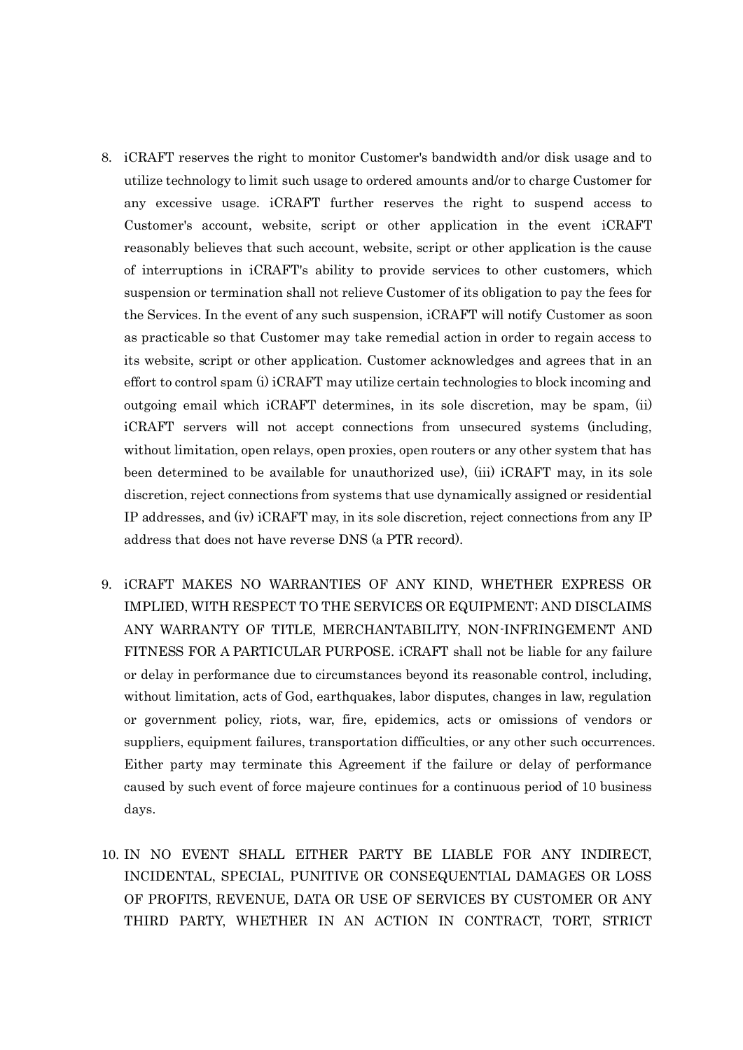8. iCRAFT reserves the right to monitor Customer's bandwidth and/or disk usage and to utilize technology to limit such usage to ordered amounts and/or to charge Customer for any excessive usage. iCRAFT further reserves the right to suspend access to Customer's account, website, script or other application in the event iCRAFT reasonably believes that such account, website, script or other application is the cause of interruptions in iCRAFT's ability to provide services to other customers, which suspension or termination shall not relieve Customer of its obligation to pay the fees for the Services. In the event of any such suspension, iCRAFT will notify Customer as soon as practicable so that Customer may take remedial action in order to regain access to its website, script or other application. Customer acknowledges and agrees that in an effort to control spam (i) iCRAFT may utilize certain technologies to block incoming and outgoing email which iCRAFT determines, in its sole discretion, may be spam, (ii) iCRAFT servers will not accept connections from unsecured systems (including, without limitation, open relays, open proxies, open routers or any other system that has been determined to be available for unauthorized use), (iii) iCRAFT may, in its sole discretion, reject connections from systems that use dynamically assigned or residential IP addresses, and (iv) iCRAFT may, in its sole discretion, reject connections from any IP address that does not have reverse DNS (a PTR record).

9. iCRAFT MAKES NO WARRANTIES OF ANY KIND, WHETHER EXPRESS OR IMPLIED, WITH RESPECT TO THE SERVICES OR EQUIPMENT; AND DISCLAIMS ANY WARRANTY OF TITLE, MERCHANTABILITY, NON-INFRINGEMENT AND FITNESS FOR A PARTICULAR PURPOSE. iCRAFT shall not be liable for any failure or delay in performance due to circumstances beyond its reasonable control, including, without limitation, acts of God, earthquakes, labor disputes, changes in law, regulation or government policy, riots, war, fire, epidemics, acts or omissions of vendors or suppliers, equipment failures, transportation difficulties, or any other such occurrences. Either party may terminate this Agreement if the failure or delay of performance caused by such event of force majeure continues for a continuous period of 10 business days.

10. IN NO EVENT SHALL EITHER PARTY BE LIABLE FOR ANY INDIRECT, INCIDENTAL, SPECIAL, PUNITIVE OR CONSEQUENTIAL DAMAGES OR LOSS OF PROFITS, REVENUE, DATA OR USE OF SERVICES BY CUSTOMER OR ANY THIRD PARTY, WHETHER IN AN ACTION IN CONTRACT, TORT, STRICT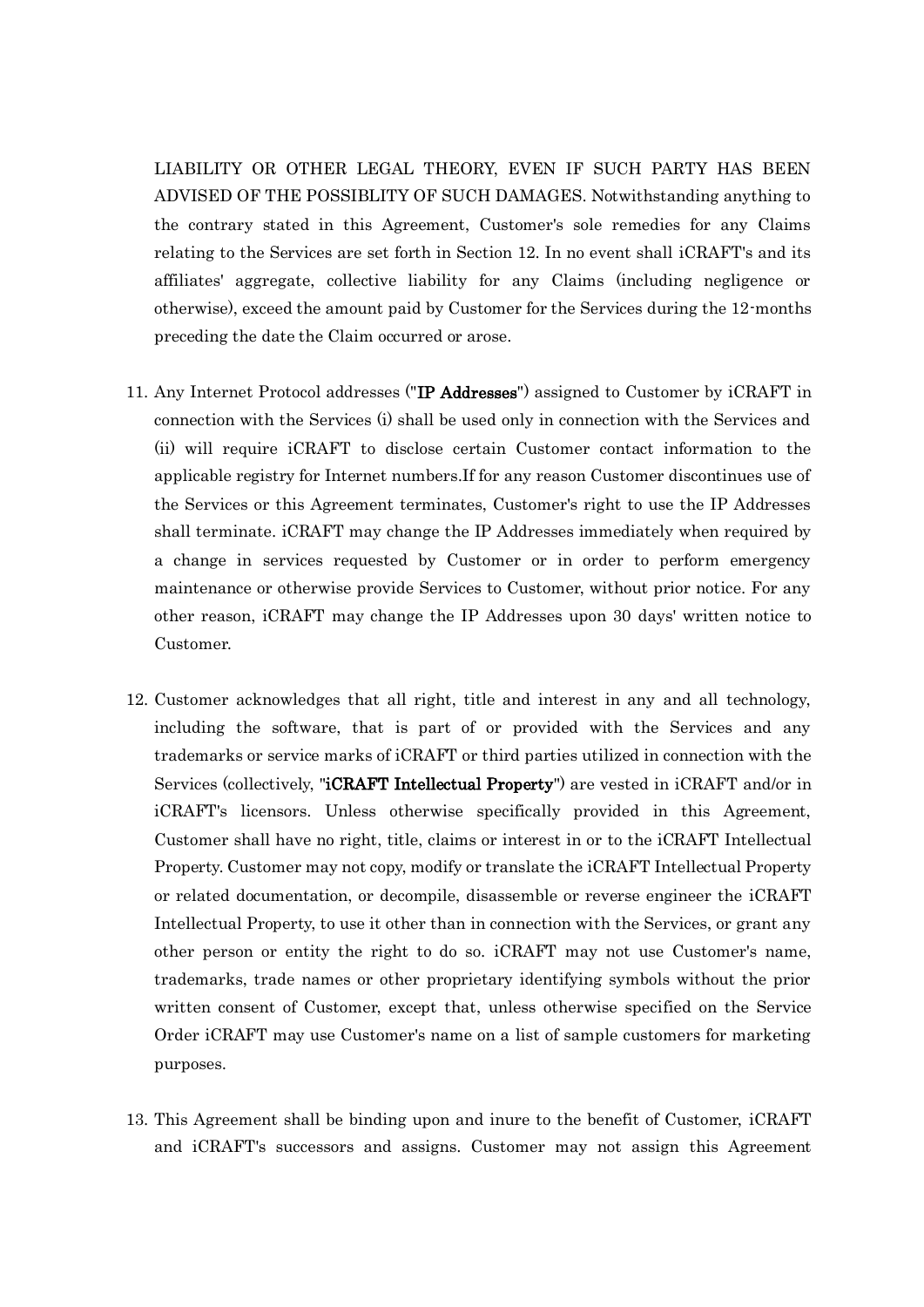LIABILITY OR OTHER LEGAL THEORY, EVEN IF SUCH PARTY HAS BEEN ADVISED OF THE POSSIBLITY OF SUCH DAMAGES. Notwithstanding anything to the contrary stated in this Agreement, Customer's sole remedies for any Claims relating to the Services are set forth in Section 12. In no event shall iCRAFT's and its affiliates' aggregate, collective liability for any Claims (including negligence or otherwise), exceed the amount paid by Customer for the Services during the 12-months preceding the date the Claim occurred or arose.

11. Any Internet Protocol addresses ("**IP Addresses**") assigned to Customer by iCRAFT in connection with the Services (i) shall be used only in connection with the Services and (ii) will require iCRAFT to disclose certain Customer contact information to the applicable registry for Internet numbers.If for any reason Customer discontinues use of the Services or this Agreement terminates, Customer's right to use the IP Addresses shall terminate. iCRAFT may change the IP Addresses immediately when required by a change in services requested by Customer or in order to perform emergency maintenance or otherwise provide Services to Customer, without prior notice. For any other reason, iCRAFT may change the IP Addresses upon 30 days' written notice to Customer.

12. Customer acknowledges that all right, title and interest in any and all technology, including the software, that is part of or provided with the Services and any trademarks or service marks of iCRAFT or third parties utilized in connection with the Services (collectively, "**iCRAFT Intellectual Property**") are vested in iCRAFT and/or in iCRAFT's licensors. Unless otherwise specifically provided in this Agreement, Customer shall have no right, title, claims or interest in or to the iCRAFT Intellectual Property. Customer may not copy, modify or translate the iCRAFT Intellectual Property or related documentation, or decompile, disassemble or reverse engineer the iCRAFT Intellectual Property, to use it other than in connection with the Services, or grant any other person or entity the right to do so. iCRAFT may not use Customer's name, trademarks, trade names or other proprietary identifying symbols without the prior written consent of Customer, except that, unless otherwise specified on the Service Order iCRAFT may use Customer's name on a list of sample customers for marketing purposes.

13. This Agreement shall be binding upon and inure to the benefit of Customer, iCRAFT and iCRAFT's successors and assigns. Customer may not assign this Agreement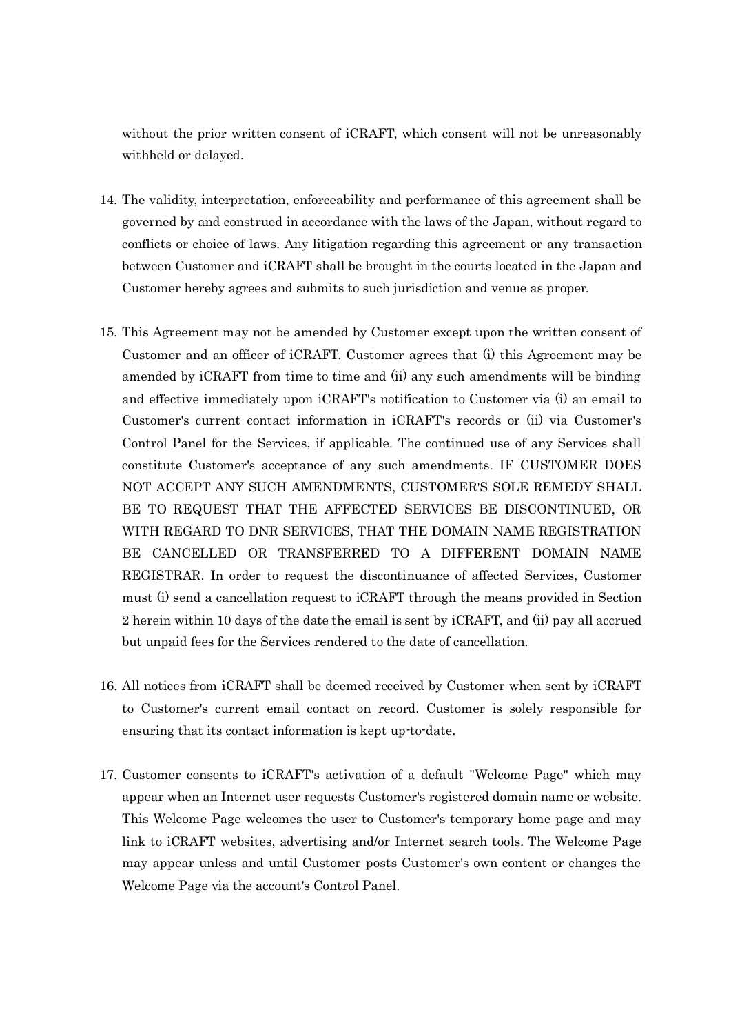without the prior written consent of iCRAFT, which consent will not be unreasonably withheld or delayed.

14. The validity, interpretation, enforceability and performance of this agreement shall be governed by and construed in accordance with the laws of the Japan, without regard to conflicts or choice of laws. Any litigation regarding this agreement or any transaction between Customer and iCRAFT shall be brought in the courts located in the Japan and Customer hereby agrees and submits to such jurisdiction and venue as proper.

15. This Agreement may not be amended by Customer except upon the written consent of Customer and an officer of iCRAFT. Customer agrees that (i) this Agreement may be amended by iCRAFT from time to time and (ii) any such amendments will be binding and effective immediately upon iCRAFT's notification to Customer via (i) an email to Customer's current contact information in iCRAFT's records or (ii) via Customer's Control Panel for the Services, if applicable. The continued use of any Services shall constitute Customer's acceptance of any such amendments. IF CUSTOMER DOES NOT ACCEPT ANY SUCH AMENDMENTS, CUSTOMER'S SOLE REMEDY SHALL BE TO REQUEST THAT THE AFFECTED SERVICES BE DISCONTINUED, OR WITH REGARD TO DNR SERVICES, THAT THE DOMAIN NAME REGISTRATION BE CANCELLED OR TRANSFERRED TO A DIFFERENT DOMAIN NAME REGISTRAR. In order to request the discontinuance of affected Services, Customer must (i) send a cancellation request to iCRAFT through the means provided in Section 2 herein within 10 days of the date the email is sent by iCRAFT, and (ii) pay all accrued but unpaid fees for the Services rendered to the date of cancellation.

16. All notices from iCRAFT shall be deemed received by Customer when sent by iCRAFT to Customer's current email contact on record. Customer is solely responsible for ensuring that its contact information is kept up-to-date.

17. Customer consents to iCRAFT's activation of a default "Welcome Page" which may appear when an Internet user requests Customer's registered domain name or website. This Welcome Page welcomes the user to Customer's temporary home page and may link to iCRAFT websites, advertising and/or Internet search tools. The Welcome Page may appear unless and until Customer posts Customer's own content or changes the Welcome Page via the account's Control Panel.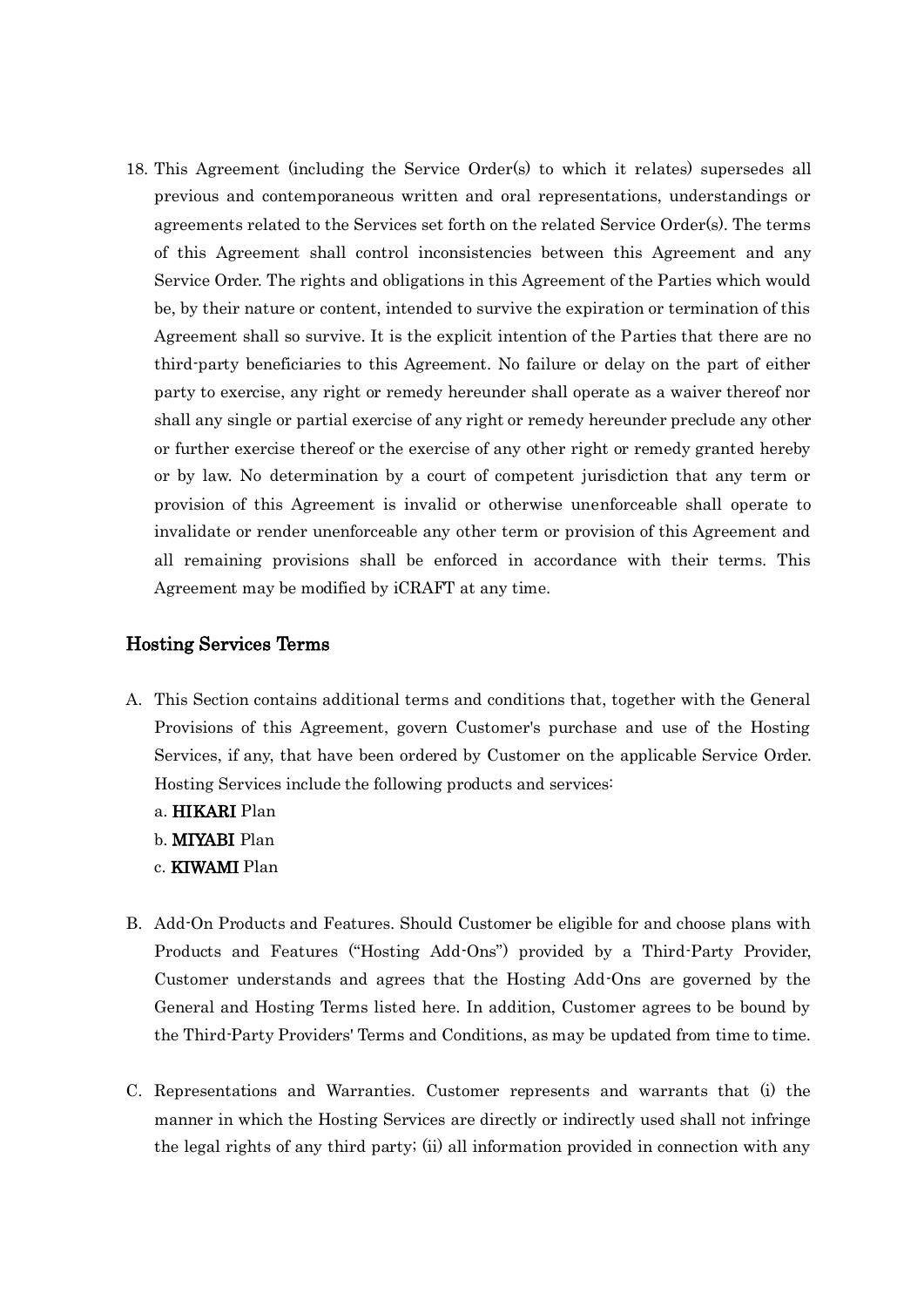18. This Agreement (including the Service Order(s) to which it relates) supersedes all previous and contemporaneous written and oral representations, understandings or agreements related to the Services set forth on the related Service Order(s). The terms of this Agreement shall control inconsistencies between this Agreement and any Service Order. The rights and obligations in this Agreement of the Parties which would be, by their nature or content, intended to survive the expiration or termination of this Agreement shall so survive. It is the explicit intention of the Parties that there are no third-party beneficiaries to this Agreement. No failure or delay on the part of either party to exercise, any right or remedy hereunder shall operate as a waiver thereof nor shall any single or partial exercise of any right or remedy hereunder preclude any other or further exercise thereof or the exercise of any other right or remedy granted hereby or by law. No determination by a court of competent jurisdiction that any term or provision of this Agreement is invalid or otherwise unenforceable shall operate to invalidate or render unenforceable any other term or provision of this Agreement and all remaining provisions shall be enforced in accordance with their terms. This Agreement may be modified by iCRAFT at any time.

## Hosting Services Terms

A. This Section contains additional terms and conditions that, together with the General Provisions of this Agreement, govern Customer's purchase and use of the Hosting Services, if any, that have been ordered by Customer on the applicable Service Order. Hosting Services include the following products and services:
   a. **HIKARI** Plan
   b. **MIYABI** Plan
   c. **KIWAMI** Plan

B. Add-On Products and Features. Should Customer be eligible for and choose plans with Products and Features ("Hosting Add-Ons") provided by a Third-Party Provider, Customer understands and agrees that the Hosting Add-Ons are governed by the General and Hosting Terms listed here. In addition, Customer agrees to be bound by the Third-Party Providers' Terms and Conditions, as may be updated from time to time.

C. Representations and Warranties. Customer represents and warrants that (i) the manner in which the Hosting Services are directly or indirectly used shall not infringe the legal rights of any third party; (ii) all information provided in connection with any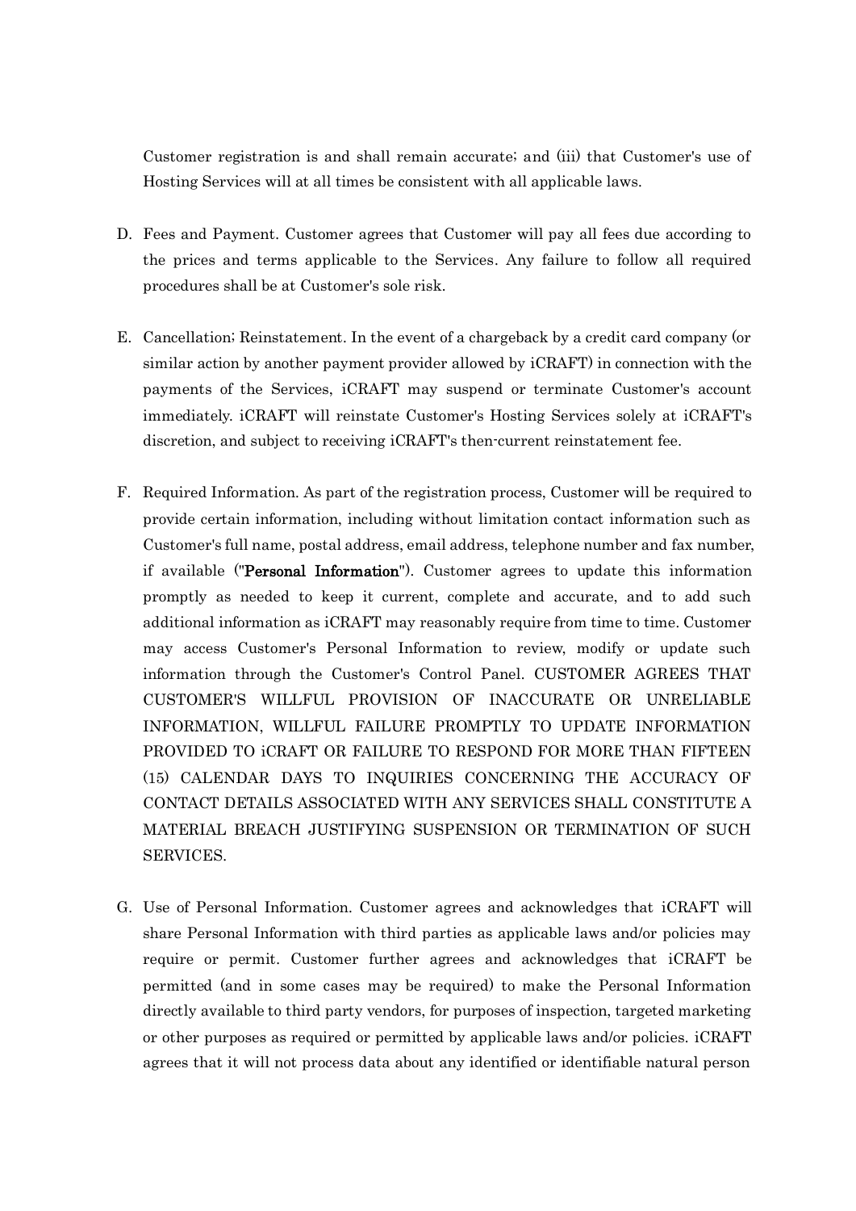Customer registration is and shall remain accurate; and (iii) that Customer's use of Hosting Services will at all times be consistent with all applicable laws.

D. Fees and Payment. Customer agrees that Customer will pay all fees due according to the prices and terms applicable to the Services. Any failure to follow all required procedures shall be at Customer's sole risk.

E. Cancellation; Reinstatement. In the event of a chargeback by a credit card company (or similar action by another payment provider allowed by iCRAFT) in connection with the payments of the Services, iCRAFT may suspend or terminate Customer's account immediately. iCRAFT will reinstate Customer's Hosting Services solely at iCRAFT's discretion, and subject to receiving iCRAFT's then-current reinstatement fee.

F. Required Information. As part of the registration process, Customer will be required to provide certain information, including without limitation contact information such as Customer's full name, postal address, email address, telephone number and fax number, if available ("**Personal Information**"). Customer agrees to update this information promptly as needed to keep it current, complete and accurate, and to add such additional information as iCRAFT may reasonably require from time to time. Customer may access Customer's Personal Information to review, modify or update such information through the Customer's Control Panel. CUSTOMER AGREES THAT CUSTOMER'S WILLFUL PROVISION OF INACCURATE OR UNRELIABLE INFORMATION, WILLFUL FAILURE PROMPTLY TO UPDATE INFORMATION PROVIDED TO iCRAFT OR FAILURE TO RESPOND FOR MORE THAN FIFTEEN (15) CALENDAR DAYS TO INQUIRIES CONCERNING THE ACCURACY OF CONTACT DETAILS ASSOCIATED WITH ANY SERVICES SHALL CONSTITUTE A MATERIAL BREACH JUSTIFYING SUSPENSION OR TERMINATION OF SUCH SERVICES.

G. Use of Personal Information. Customer agrees and acknowledges that iCRAFT will share Personal Information with third parties as applicable laws and/or policies may require or permit. Customer further agrees and acknowledges that iCRAFT be permitted (and in some cases may be required) to make the Personal Information directly available to third party vendors, for purposes of inspection, targeted marketing or other purposes as required or permitted by applicable laws and/or policies. iCRAFT agrees that it will not process data about any identified or identifiable natural person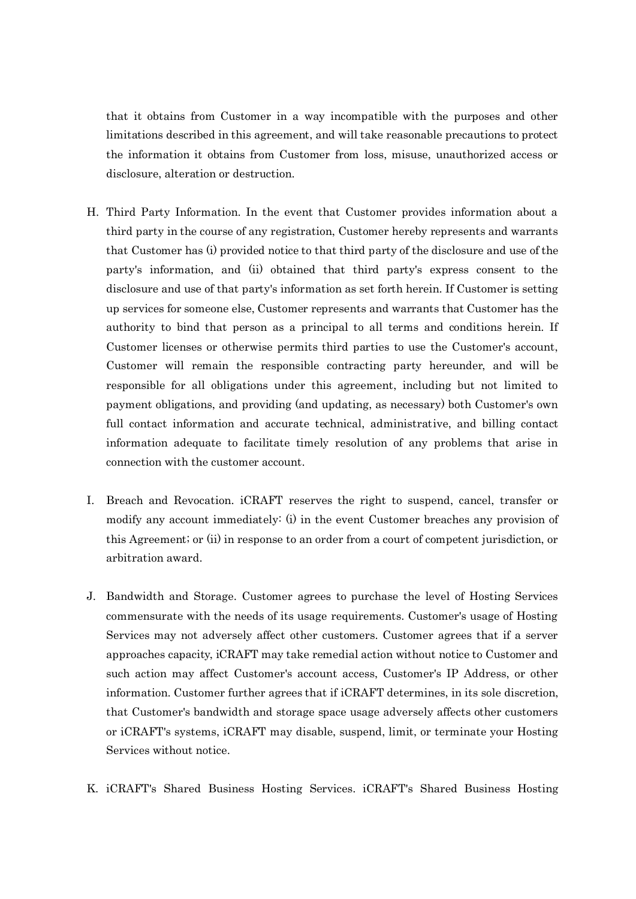that it obtains from Customer in a way incompatible with the purposes and other limitations described in this agreement, and will take reasonable precautions to protect the information it obtains from Customer from loss, misuse, unauthorized access or disclosure, alteration or destruction.

H. Third Party Information. In the event that Customer provides information about a third party in the course of any registration, Customer hereby represents and warrants that Customer has (i) provided notice to that third party of the disclosure and use of the party's information, and (ii) obtained that third party's express consent to the disclosure and use of that party's information as set forth herein. If Customer is setting up services for someone else, Customer represents and warrants that Customer has the authority to bind that person as a principal to all terms and conditions herein. If Customer licenses or otherwise permits third parties to use the Customer's account, Customer will remain the responsible contracting party hereunder, and will be responsible for all obligations under this agreement, including but not limited to payment obligations, and providing (and updating, as necessary) both Customer's own full contact information and accurate technical, administrative, and billing contact information adequate to facilitate timely resolution of any problems that arise in connection with the customer account.

I. Breach and Revocation. iCRAFT reserves the right to suspend, cancel, transfer or modify any account immediately: (i) in the event Customer breaches any provision of this Agreement; or (ii) in response to an order from a court of competent jurisdiction, or arbitration award.

J. Bandwidth and Storage. Customer agrees to purchase the level of Hosting Services commensurate with the needs of its usage requirements. Customer's usage of Hosting Services may not adversely affect other customers. Customer agrees that if a server approaches capacity, iCRAFT may take remedial action without notice to Customer and such action may affect Customer's account access, Customer's IP Address, or other information. Customer further agrees that if iCRAFT determines, in its sole discretion, that Customer's bandwidth and storage space usage adversely affects other customers or iCRAFT's systems, iCRAFT may disable, suspend, limit, or terminate your Hosting Services without notice.

K. iCRAFT's Shared Business Hosting Services. iCRAFT's Shared Business Hosting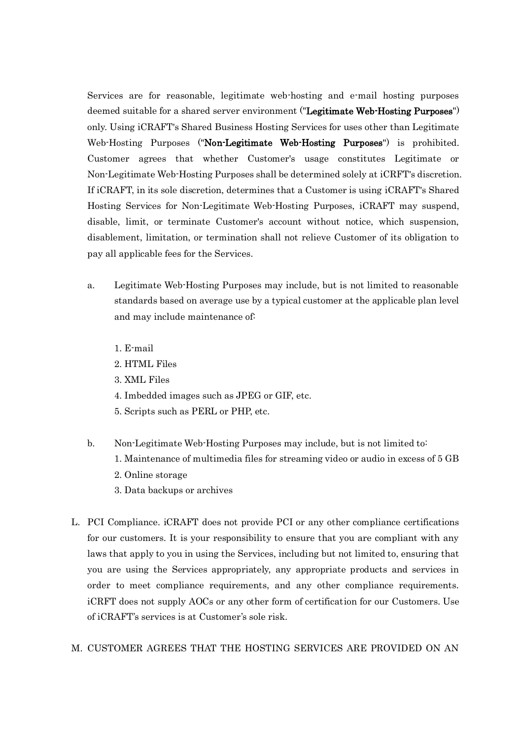Services are for reasonable, legitimate web-hosting and e-mail hosting purposes deemed suitable for a shared server environment ("**Legitimate Web-Hosting Purposes**") only. Using iCRAFT's Shared Business Hosting Services for uses other than Legitimate Web-Hosting Purposes ("**Non-Legitimate Web-Hosting Purposes**") is prohibited. Customer agrees that whether Customer's usage constitutes Legitimate or Non-Legitimate Web-Hosting Purposes shall be determined solely at iCRFT's discretion. If iCRAFT, in its sole discretion, determines that a Customer is using iCRAFT's Shared Hosting Services for Non-Legitimate Web-Hosting Purposes, iCRAFT may suspend, disable, limit, or terminate Customer's account without notice, which suspension, disablement, limitation, or termination shall not relieve Customer of its obligation to pay all applicable fees for the Services.

a. Legitimate Web-Hosting Purposes may include, but is not limited to reasonable standards based on average use by a typical customer at the applicable plan level and may include maintenance of:

   1. E-mail
   2. HTML Files
   3. XML Files
   4. Imbedded images such as JPEG or GIF, etc.
   5. Scripts such as PERL or PHP, etc.

b. Non-Legitimate Web-Hosting Purposes may include, but is not limited to:
   1. Maintenance of multimedia files for streaming video or audio in excess of 5 GB
   2. Online storage
   3. Data backups or archives

L. PCI Compliance. iCRAFT does not provide PCI or any other compliance certifications for our customers. It is your responsibility to ensure that you are compliant with any laws that apply to you in using the Services, including but not limited to, ensuring that you are using the Services appropriately, any appropriate products and services in order to meet compliance requirements, and any other compliance requirements. iCRFT does not supply AOCs or any other form of certification for our Customers. Use of iCRAFT's services is at Customer's sole risk.

M. CUSTOMER AGREES THAT THE HOSTING SERVICES ARE PROVIDED ON AN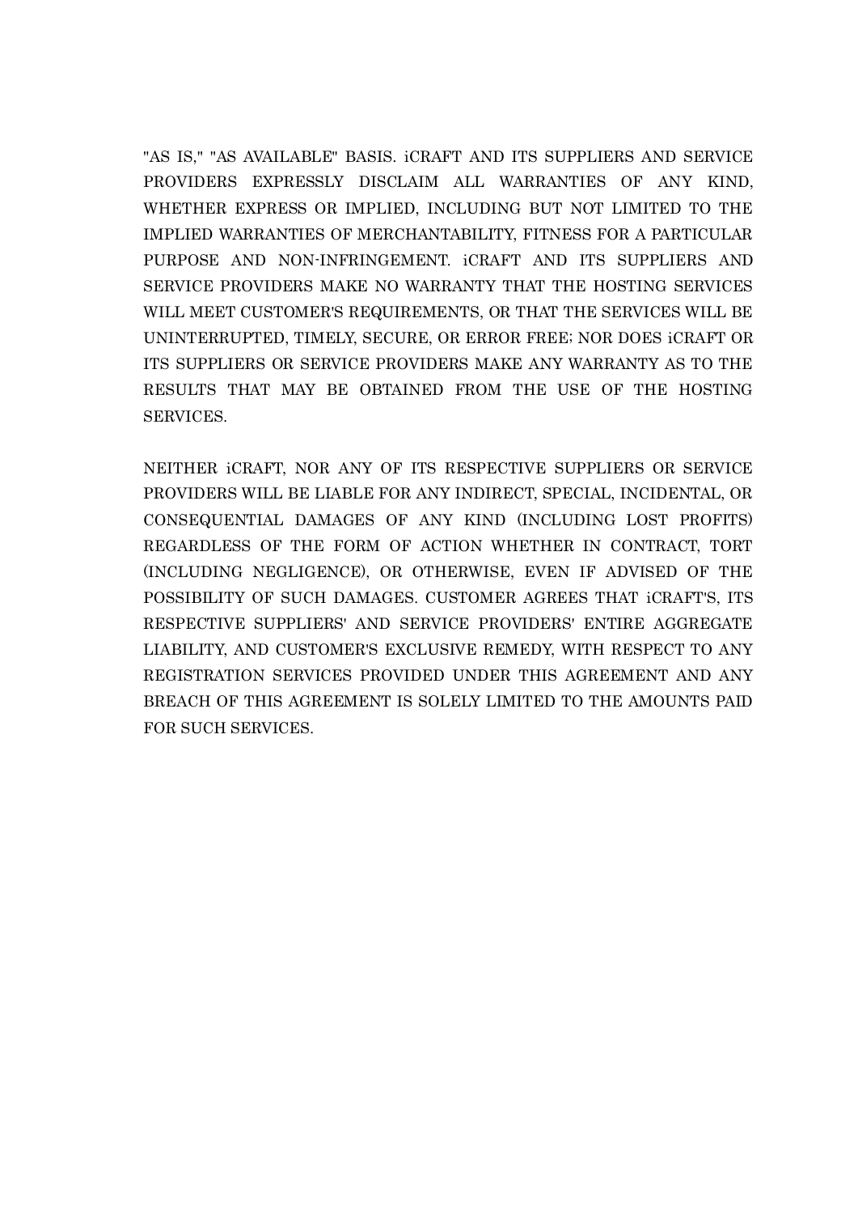"AS IS," "AS AVAILABLE" BASIS. iCRAFT AND ITS SUPPLIERS AND SERVICE PROVIDERS EXPRESSLY DISCLAIM ALL WARRANTIES OF ANY KIND, WHETHER EXPRESS OR IMPLIED, INCLUDING BUT NOT LIMITED TO THE IMPLIED WARRANTIES OF MERCHANTABILITY, FITNESS FOR A PARTICULAR PURPOSE AND NON-INFRINGEMENT. iCRAFT AND ITS SUPPLIERS AND SERVICE PROVIDERS MAKE NO WARRANTY THAT THE HOSTING SERVICES WILL MEET CUSTOMER'S REQUIREMENTS, OR THAT THE SERVICES WILL BE UNINTERRUPTED, TIMELY, SECURE, OR ERROR FREE; NOR DOES iCRAFT OR ITS SUPPLIERS OR SERVICE PROVIDERS MAKE ANY WARRANTY AS TO THE RESULTS THAT MAY BE OBTAINED FROM THE USE OF THE HOSTING SERVICES.

NEITHER iCRAFT, NOR ANY OF ITS RESPECTIVE SUPPLIERS OR SERVICE PROVIDERS WILL BE LIABLE FOR ANY INDIRECT, SPECIAL, INCIDENTAL, OR CONSEQUENTIAL DAMAGES OF ANY KIND (INCLUDING LOST PROFITS) REGARDLESS OF THE FORM OF ACTION WHETHER IN CONTRACT, TORT (INCLUDING NEGLIGENCE), OR OTHERWISE, EVEN IF ADVISED OF THE POSSIBILITY OF SUCH DAMAGES. CUSTOMER AGREES THAT iCRAFT'S, ITS RESPECTIVE SUPPLIERS' AND SERVICE PROVIDERS' ENTIRE AGGREGATE LIABILITY, AND CUSTOMER'S EXCLUSIVE REMEDY, WITH RESPECT TO ANY REGISTRATION SERVICES PROVIDED UNDER THIS AGREEMENT AND ANY BREACH OF THIS AGREEMENT IS SOLELY LIMITED TO THE AMOUNTS PAID FOR SUCH SERVICES.